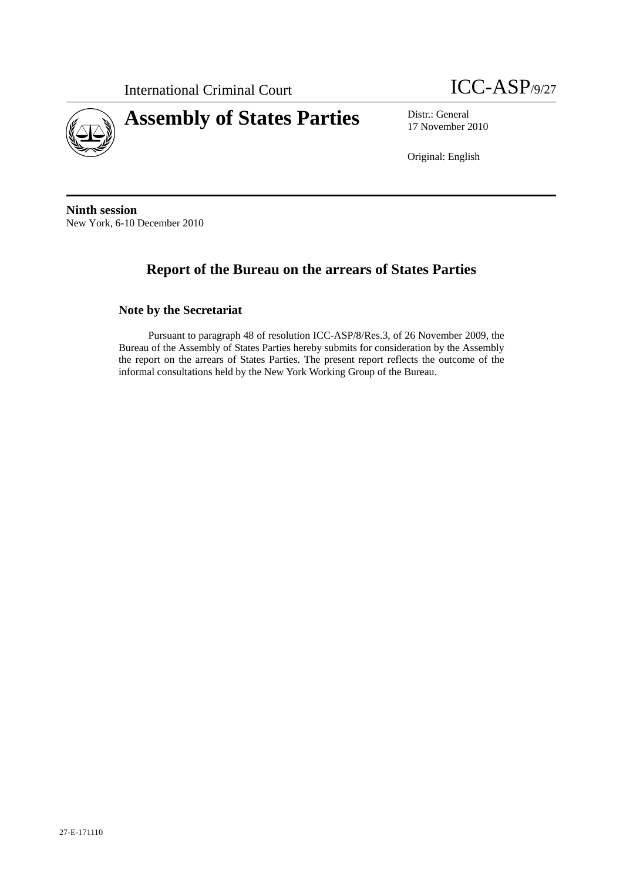International Criminal Court

ICC-ASP/9/27

# Assembly of States Parties

Distr.: General
17 November 2010

Original: English

**Ninth session**
New York, 6-10 December 2010

## Report of the Bureau on the arrears of States Parties

### Note by the Secretariat

Pursuant to paragraph 48 of resolution ICC-ASP/8/Res.3, of 26 November 2009, the Bureau of the Assembly of States Parties hereby submits for consideration by the Assembly the report on the arrears of States Parties. The present report reflects the outcome of the informal consultations held by the New York Working Group of the Bureau.

27-E-171110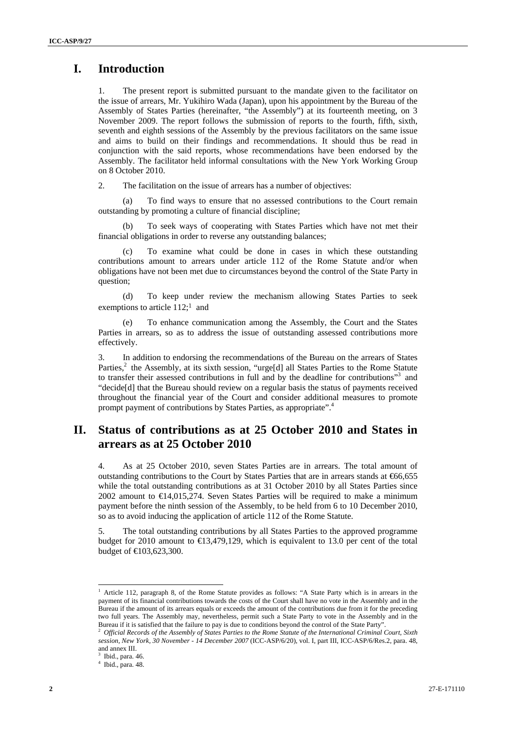# I. Introduction

1. The present report is submitted pursuant to the mandate given to the facilitator on the issue of arrears, Mr. Yukihiro Wada (Japan), upon his appointment by the Bureau of the Assembly of States Parties (hereinafter, "the Assembly") at its fourteenth meeting, on 3 November 2009. The report follows the submission of reports to the fourth, fifth, sixth, seventh and eighth sessions of the Assembly by the previous facilitators on the same issue and aims to build on their findings and recommendations. It should thus be read in conjunction with the said reports, whose recommendations have been endorsed by the Assembly. The facilitator held informal consultations with the New York Working Group on 8 October 2010.

2. The facilitation on the issue of arrears has a number of objectives:

(a) To find ways to ensure that no assessed contributions to the Court remain outstanding by promoting a culture of financial discipline;

(b) To seek ways of cooperating with States Parties which have not met their financial obligations in order to reverse any outstanding balances;

(c) To examine what could be done in cases in which these outstanding contributions amount to arrears under article 112 of the Rome Statute and/or when obligations have not been met due to circumstances beyond the control of the State Party in question;

(d) To keep under review the mechanism allowing States Parties to seek exemptions to article 112;[1] and

(e) To enhance communication among the Assembly, the Court and the States Parties in arrears, so as to address the issue of outstanding assessed contributions more effectively.

3. In addition to endorsing the recommendations of the Bureau on the arrears of States Parties,[2] the Assembly, at its sixth session, "urge[d] all States Parties to the Rome Statute to transfer their assessed contributions in full and by the deadline for contributions"[3] and "decide[d] that the Bureau should review on a regular basis the status of payments received throughout the financial year of the Court and consider additional measures to promote prompt payment of contributions by States Parties, as appropriate".[4]

# II. Status of contributions as at 25 October 2010 and States in arrears as at 25 October 2010

4. As at 25 October 2010, seven States Parties are in arrears. The total amount of outstanding contributions to the Court by States Parties that are in arrears stands at €66,655 while the total outstanding contributions as at 31 October 2010 by all States Parties since 2002 amount to €14,015,274. Seven States Parties will be required to make a minimum payment before the ninth session of the Assembly, to be held from 6 to 10 December 2010, so as to avoid inducing the application of article 112 of the Rome Statute.

5. The total outstanding contributions by all States Parties to the approved programme budget for 2010 amount to €13,479,129, which is equivalent to 13.0 per cent of the total budget of €103,623,300.

---

[1] Article 112, paragraph 8, of the Rome Statute provides as follows: "A State Party which is in arrears in the payment of its financial contributions towards the costs of the Court shall have no vote in the Assembly and in the Bureau if the amount of its arrears equals or exceeds the amount of the contributions due from it for the preceding two full years. The Assembly may, nevertheless, permit such a State Party to vote in the Assembly and in the Bureau if it is satisfied that the failure to pay is due to conditions beyond the control of the State Party".

[2] *Official Records of the Assembly of States Parties to the Rome Statute of the International Criminal Court, Sixth session, New York, 30 November - 14 December 2007* (ICC-ASP/6/20), vol. I, part III, ICC-ASP/6/Res.2, para. 48, and annex III.

[3] Ibid., para. 46.

[4] Ibid., para. 48.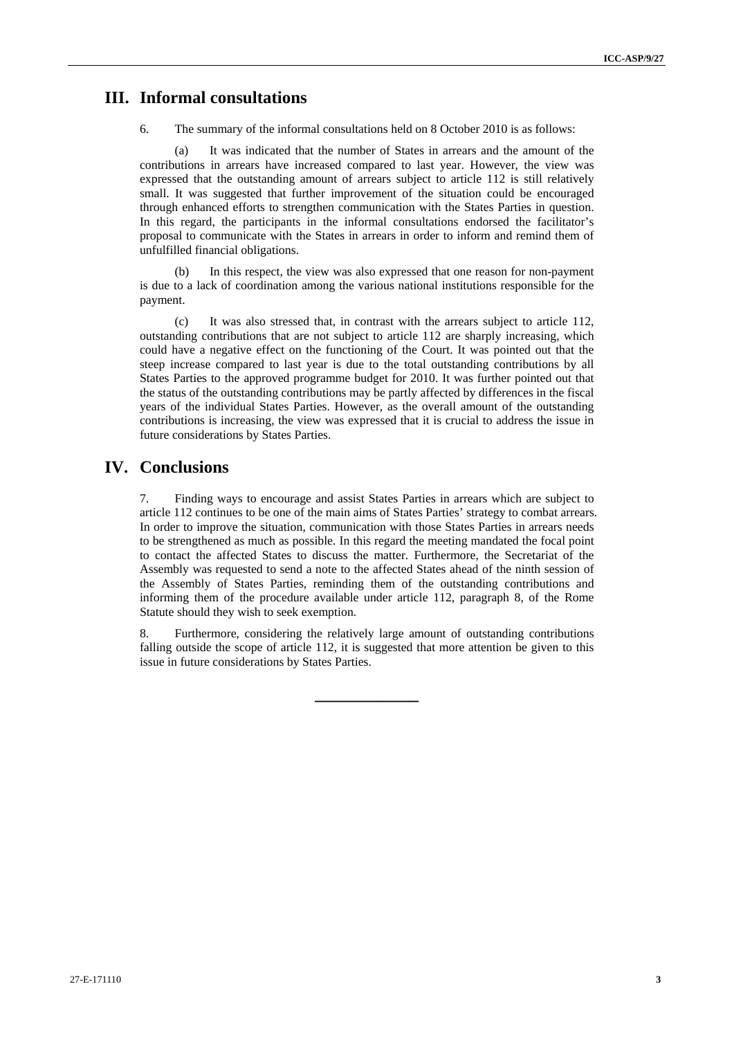## III. Informal consultations

6. The summary of the informal consultations held on 8 October 2010 is as follows:

(a) It was indicated that the number of States in arrears and the amount of the contributions in arrears have increased compared to last year. However, the view was expressed that the outstanding amount of arrears subject to article 112 is still relatively small. It was suggested that further improvement of the situation could be encouraged through enhanced efforts to strengthen communication with the States Parties in question. In this regard, the participants in the informal consultations endorsed the facilitator's proposal to communicate with the States in arrears in order to inform and remind them of unfulfilled financial obligations.

(b) In this respect, the view was also expressed that one reason for non-payment is due to a lack of coordination among the various national institutions responsible for the payment.

(c) It was also stressed that, in contrast with the arrears subject to article 112, outstanding contributions that are not subject to article 112 are sharply increasing, which could have a negative effect on the functioning of the Court. It was pointed out that the steep increase compared to last year is due to the total outstanding contributions by all States Parties to the approved programme budget for 2010. It was further pointed out that the status of the outstanding contributions may be partly affected by differences in the fiscal years of the individual States Parties. However, as the overall amount of the outstanding contributions is increasing, the view was expressed that it is crucial to address the issue in future considerations by States Parties.

## IV. Conclusions

7. Finding ways to encourage and assist States Parties in arrears which are subject to article 112 continues to be one of the main aims of States Parties' strategy to combat arrears. In order to improve the situation, communication with those States Parties in arrears needs to be strengthened as much as possible. In this regard the meeting mandated the focal point to contact the affected States to discuss the matter. Furthermore, the Secretariat of the Assembly was requested to send a note to the affected States ahead of the ninth session of the Assembly of States Parties, reminding them of the outstanding contributions and informing them of the procedure available under article 112, paragraph 8, of the Rome Statute should they wish to seek exemption.

8. Furthermore, considering the relatively large amount of outstanding contributions falling outside the scope of article 112, it is suggested that more attention be given to this issue in future considerations by States Parties.